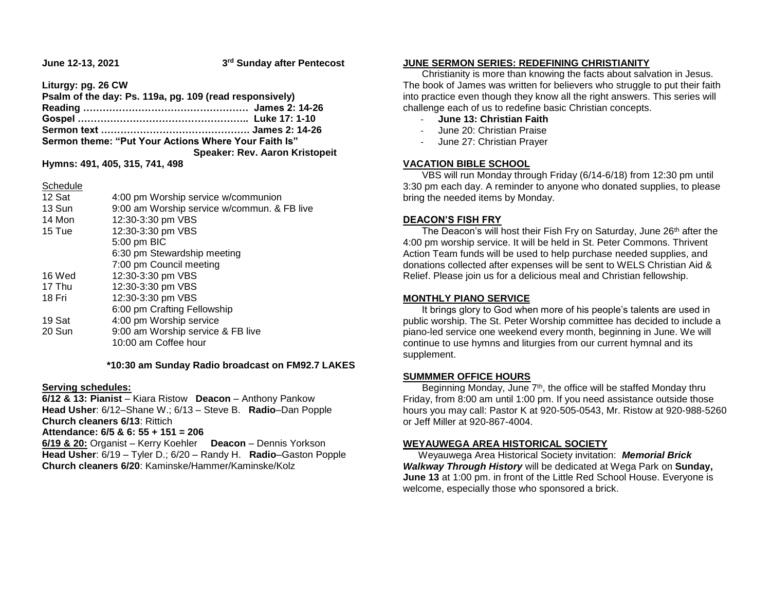**June 12-13, 2021** **3rd Sunday after Pentecost**

**Liturgy: pg. 26 CW**
**Psalm of the day: Ps. 119a, pg. 109 (read responsively)**
**Reading …………………………………………… James 2: 14-26**
**Gospel …………………………………………….. Luke 17: 1-10**
**Sermon text ………………………………………. James 2: 14-26**
**Sermon theme: "Put Your Actions Where Your Faith Is"**
**Speaker: Rev. Aaron Kristopeit**
**Hymns: 491, 405, 315, 741, 498**

Schedule

| | |
|---|---|
| 12 Sat | 4:00 pm Worship service w/communion |
| 13 Sun | 9:00 am Worship service w/commun. & FB live |
| 14 Mon | 12:30-3:30 pm VBS |
| 15 Tue | 12:30-3:30 pm VBS |
| | 5:00 pm BIC |
| | 6:30 pm Stewardship meeting |
| | 7:00 pm Council meeting |
| 16 Wed | 12:30-3:30 pm VBS |
| 17 Thu | 12:30-3:30 pm VBS |
| 18 Fri | 12:30-3:30 pm VBS |
| | 6:00 pm Crafting Fellowship |
| 19 Sat | 4:00 pm Worship service |
| 20 Sun | 9:00 am Worship service & FB live |
| | 10:00 am Coffee hour |

**\*10:30 am Sunday Radio broadcast on FM92.7 LAKES**

**Serving schedules:**

**6/12 & 13: Pianist** – Kiara Ristow **Deacon** – Anthony Pankow
**Head Usher**: 6/12–Shane W.; 6/13 – Steve B. **Radio**–Dan Popple
**Church cleaners 6/13**: Rittich
**Attendance: 6/5 & 6: 55 + 151 = 206**
**6/19 & 20:** Organist – Kerry Koehler **Deacon** – Dennis Yorkson
**Head Usher**: 6/19 – Tyler D.; 6/20 – Randy H. **Radio**–Gaston Popple
**Church cleaners 6/20**: Kaminske/Hammer/Kaminske/Kolz

## JUNE SERMON SERIES: REDEFINING CHRISTIANITY

Christianity is more than knowing the facts about salvation in Jesus. The book of James was written for believers who struggle to put their faith into practice even though they know all the right answers. This series will challenge each of us to redefine basic Christian concepts.

- **June 13: Christian Faith**
- June 20: Christian Praise
- June 27: Christian Prayer

## VACATION BIBLE SCHOOL

VBS will run Monday through Friday (6/14-6/18) from 12:30 pm until 3:30 pm each day. A reminder to anyone who donated supplies, to please bring the needed items by Monday.

## DEACON'S FISH FRY

The Deacon's will host their Fish Fry on Saturday, June 26th after the 4:00 pm worship service. It will be held in St. Peter Commons. Thrivent Action Team funds will be used to help purchase needed supplies, and donations collected after expenses will be sent to WELS Christian Aid & Relief. Please join us for a delicious meal and Christian fellowship.

## MONTHLY PIANO SERVICE

It brings glory to God when more of his people's talents are used in public worship. The St. Peter Worship committee has decided to include a piano-led service one weekend every month, beginning in June. We will continue to use hymns and liturgies from our current hymnal and its supplement.

## SUMMMER OFFICE HOURS

Beginning Monday, June 7th, the office will be staffed Monday thru Friday, from 8:00 am until 1:00 pm. If you need assistance outside those hours you may call: Pastor K at 920-505-0543, Mr. Ristow at 920-988-5260 or Jeff Miller at 920-867-4004.

## WEYAUWEGA AREA HISTORICAL SOCIETY

Weyauwega Area Historical Society invitation: ***Memorial Brick Walkway Through History*** will be dedicated at Wega Park on **Sunday, June 13** at 1:00 pm. in front of the Little Red School House. Everyone is welcome, especially those who sponsored a brick.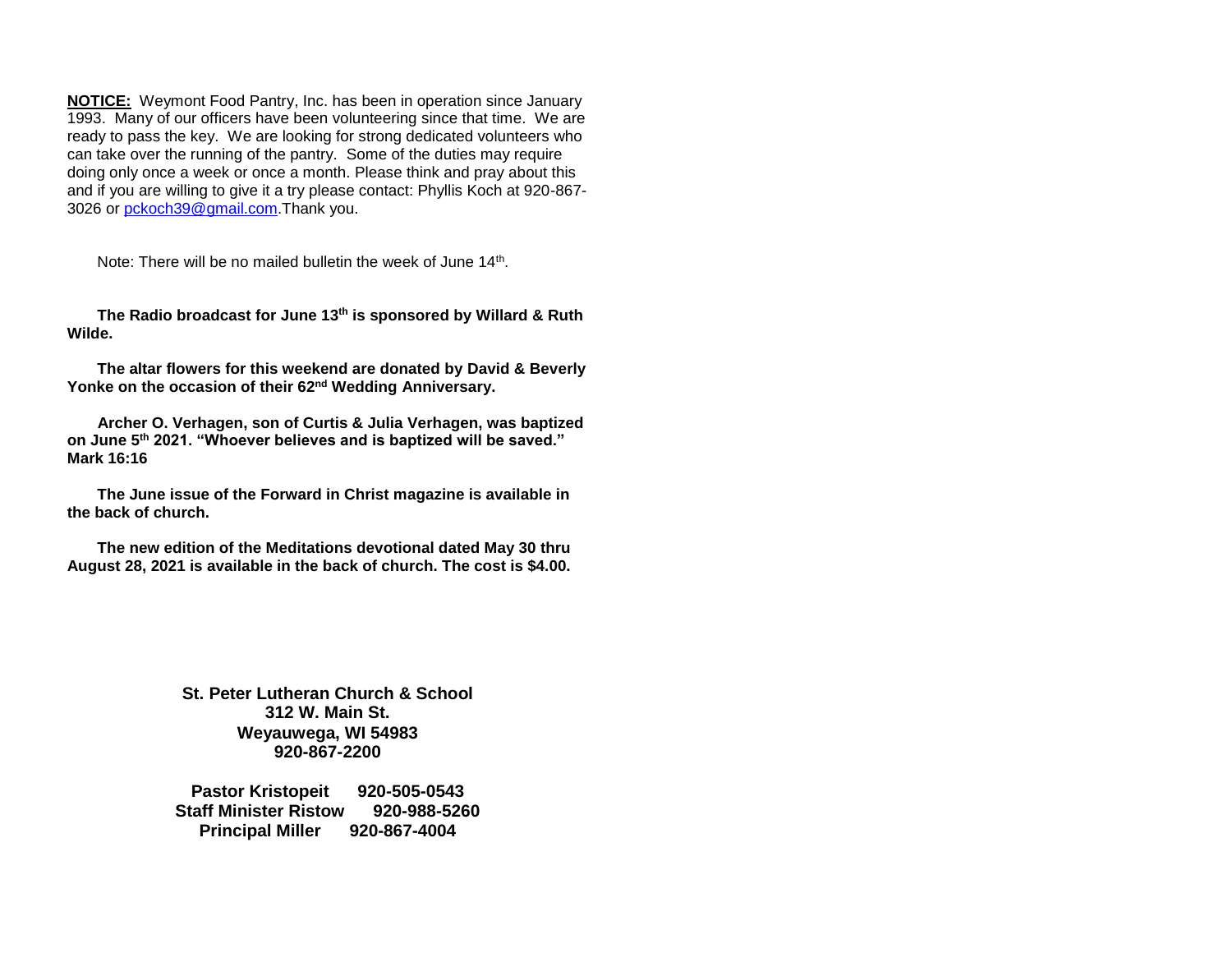**NOTICE:** Weymont Food Pantry, Inc. has been in operation since January 1993. Many of our officers have been volunteering since that time. We are ready to pass the key. We are looking for strong dedicated volunteers who can take over the running of the pantry. Some of the duties may require doing only once a week or once a month. Please think and pray about this and if you are willing to give it a try please contact: Phyllis Koch at 920-867-3026 or pckoch39@gmail.com.Thank you.

Note: There will be no mailed bulletin the week of June 14th.

**The Radio broadcast for June 13th is sponsored by Willard & Ruth Wilde.**

**The altar flowers for this weekend are donated by David & Beverly Yonke on the occasion of their 62nd Wedding Anniversary.**

**Archer O. Verhagen, son of Curtis & Julia Verhagen, was baptized on June 5th 2021. "Whoever believes and is baptized will be saved." Mark 16:16**

**The June issue of the Forward in Christ magazine is available in the back of church.**

**The new edition of the Meditations devotional dated May 30 thru August 28, 2021 is available in the back of church. The cost is $4.00.**

**St. Peter Lutheran Church & School**
**312 W. Main St.**
**Weyauwega, WI 54983**
**920-867-2200**

**Pastor Kristopeit 920-505-0543**
**Staff Minister Ristow 920-988-5260**
**Principal Miller 920-867-4004**